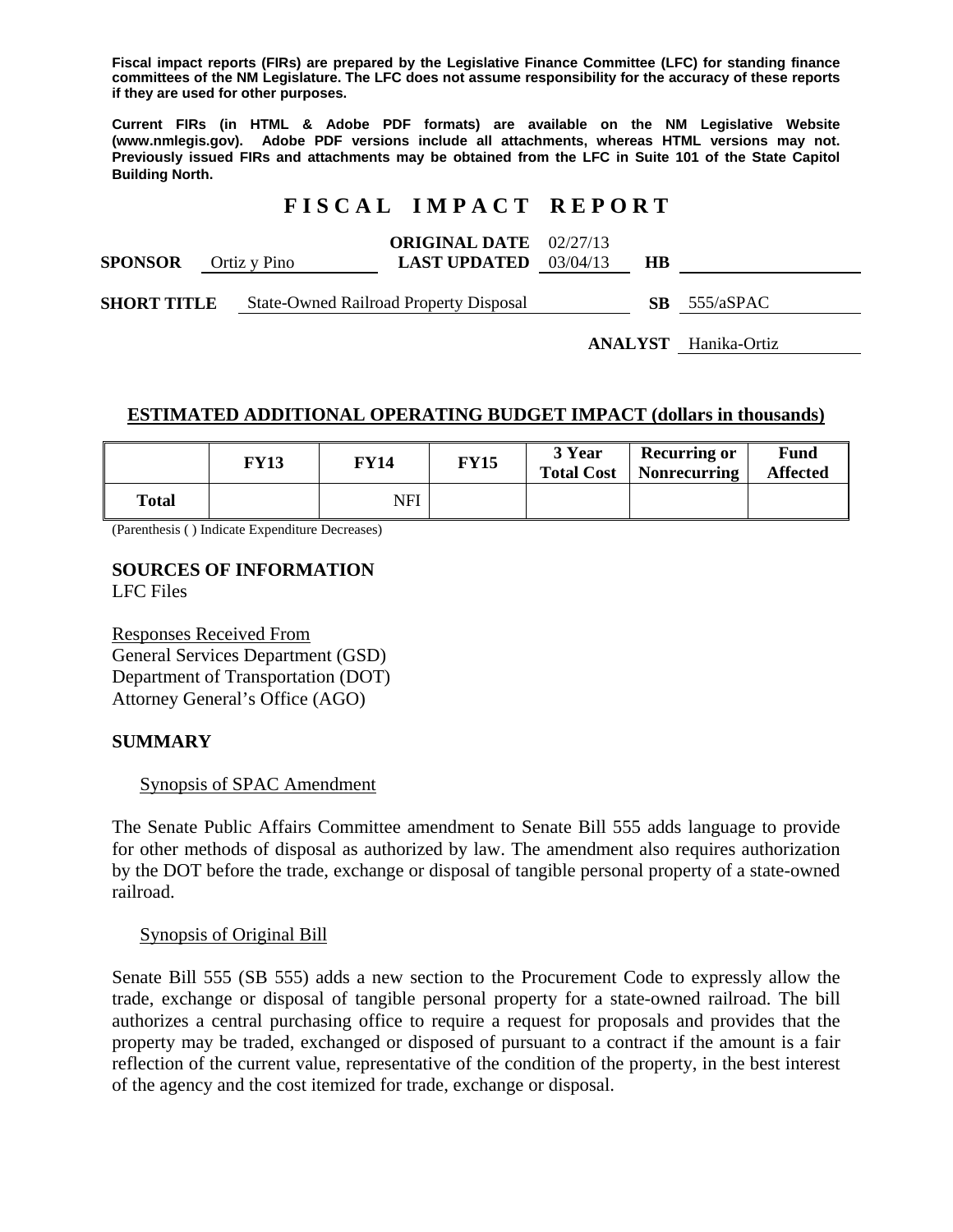**Fiscal impact reports (FIRs) are prepared by the Legislative Finance Committee (LFC) for standing finance committees of the NM Legislature. The LFC does not assume responsibility for the accuracy of these reports if they are used for other purposes.**

**Current FIRs (in HTML & Adobe PDF formats) are available on the NM Legislative Website (www.nmlegis.gov). Adobe PDF versions include all attachments, whereas HTML versions may not. Previously issued FIRs and attachments may be obtained from the LFC in Suite 101 of the State Capitol Building North.**

# F I S C A L   I M P A C T   R E P O R T

**SPONSOR** Ortiz y Pino | **ORIGINAL DATE** 02/27/13 | **LAST UPDATED** 03/04/13 | **HB**

**SHORT TITLE** State-Owned Railroad Property Disposal | **SB** 555/aSPAC

**ANALYST** Hanika-Ortiz

## ESTIMATED ADDITIONAL OPERATING BUDGET IMPACT (dollars in thousands)

| | FY13 | FY14 | FY15 | 3 Year Total Cost | Recurring or Nonrecurring | Fund Affected |
|---|---|---|---|---|---|---|
| **Total** | | NFI | | | | |

(Parenthesis ( ) Indicate Expenditure Decreases)

**SOURCES OF INFORMATION**
LFC Files

Responses Received From
General Services Department (GSD)
Department of Transportation (DOT)
Attorney General's Office (AGO)

## SUMMARY

Synopsis of SPAC Amendment

The Senate Public Affairs Committee amendment to Senate Bill 555 adds language to provide for other methods of disposal as authorized by law. The amendment also requires authorization by the DOT before the trade, exchange or disposal of tangible personal property of a state-owned railroad.

Synopsis of Original Bill

Senate Bill 555 (SB 555) adds a new section to the Procurement Code to expressly allow the trade, exchange or disposal of tangible personal property for a state-owned railroad. The bill authorizes a central purchasing office to require a request for proposals and provides that the property may be traded, exchanged or disposed of pursuant to a contract if the amount is a fair reflection of the current value, representative of the condition of the property, in the best interest of the agency and the cost itemized for trade, exchange or disposal.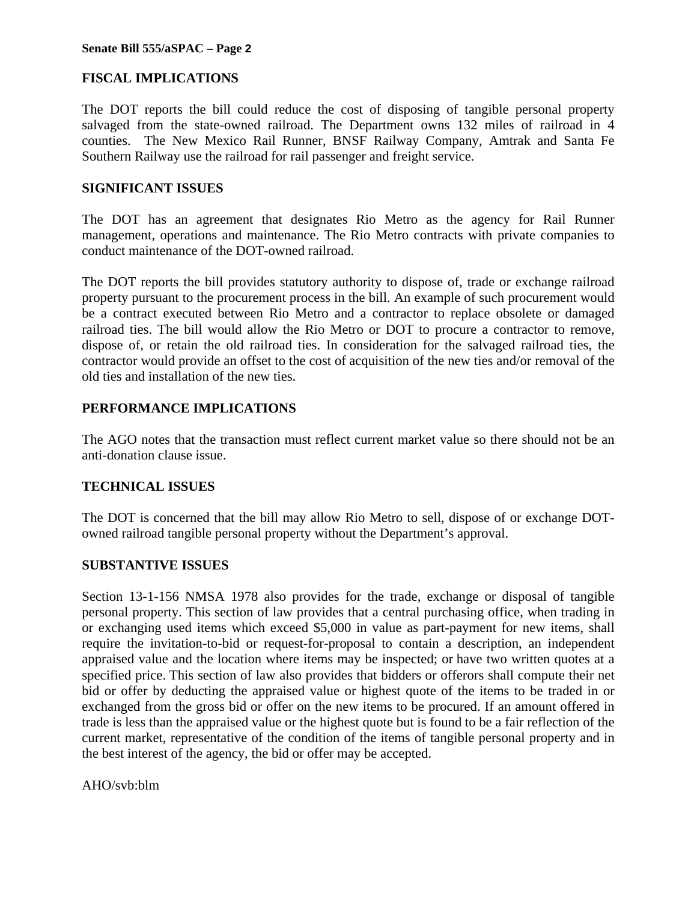## FISCAL IMPLICATIONS

The DOT reports the bill could reduce the cost of disposing of tangible personal property salvaged from the state-owned railroad. The Department owns 132 miles of railroad in 4 counties. The New Mexico Rail Runner, BNSF Railway Company, Amtrak and Santa Fe Southern Railway use the railroad for rail passenger and freight service.

## SIGNIFICANT ISSUES

The DOT has an agreement that designates Rio Metro as the agency for Rail Runner management, operations and maintenance. The Rio Metro contracts with private companies to conduct maintenance of the DOT-owned railroad.

The DOT reports the bill provides statutory authority to dispose of, trade or exchange railroad property pursuant to the procurement process in the bill. An example of such procurement would be a contract executed between Rio Metro and a contractor to replace obsolete or damaged railroad ties. The bill would allow the Rio Metro or DOT to procure a contractor to remove, dispose of, or retain the old railroad ties. In consideration for the salvaged railroad ties, the contractor would provide an offset to the cost of acquisition of the new ties and/or removal of the old ties and installation of the new ties.

## PERFORMANCE IMPLICATIONS

The AGO notes that the transaction must reflect current market value so there should not be an anti-donation clause issue.

## TECHNICAL ISSUES

The DOT is concerned that the bill may allow Rio Metro to sell, dispose of or exchange DOT-owned railroad tangible personal property without the Department's approval.

## SUBSTANTIVE ISSUES

Section 13-1-156 NMSA 1978 also provides for the trade, exchange or disposal of tangible personal property. This section of law provides that a central purchasing office, when trading in or exchanging used items which exceed $5,000 in value as part-payment for new items, shall require the invitation-to-bid or request-for-proposal to contain a description, an independent appraised value and the location where items may be inspected; or have two written quotes at a specified price. This section of law also provides that bidders or offerors shall compute their net bid or offer by deducting the appraised value or highest quote of the items to be traded in or exchanged from the gross bid or offer on the new items to be procured. If an amount offered in trade is less than the appraised value or the highest quote but is found to be a fair reflection of the current market, representative of the condition of the items of tangible personal property and in the best interest of the agency, the bid or offer may be accepted.

AHO/svb:blm